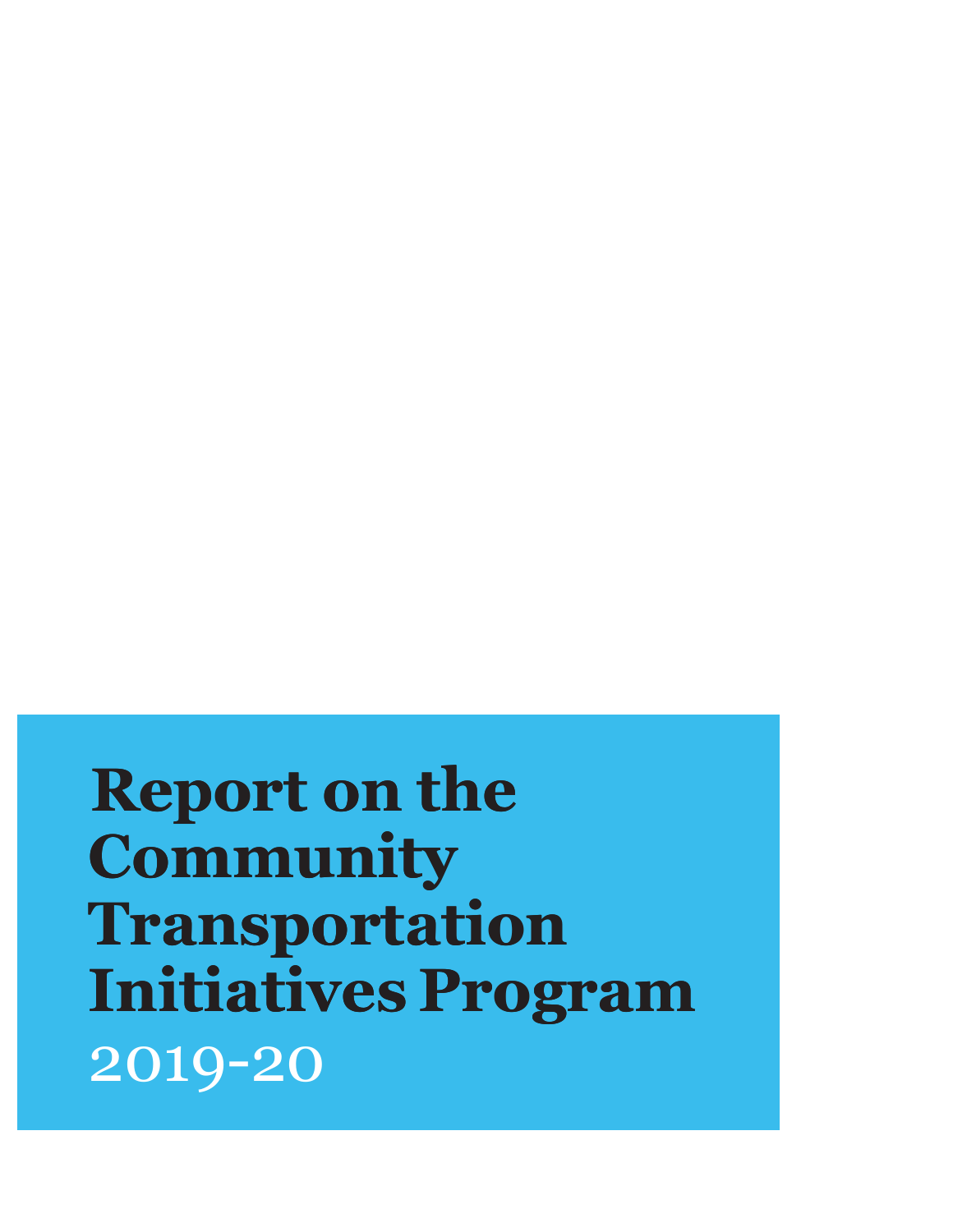# Report on the Community Transportation Initiatives Program

2019-20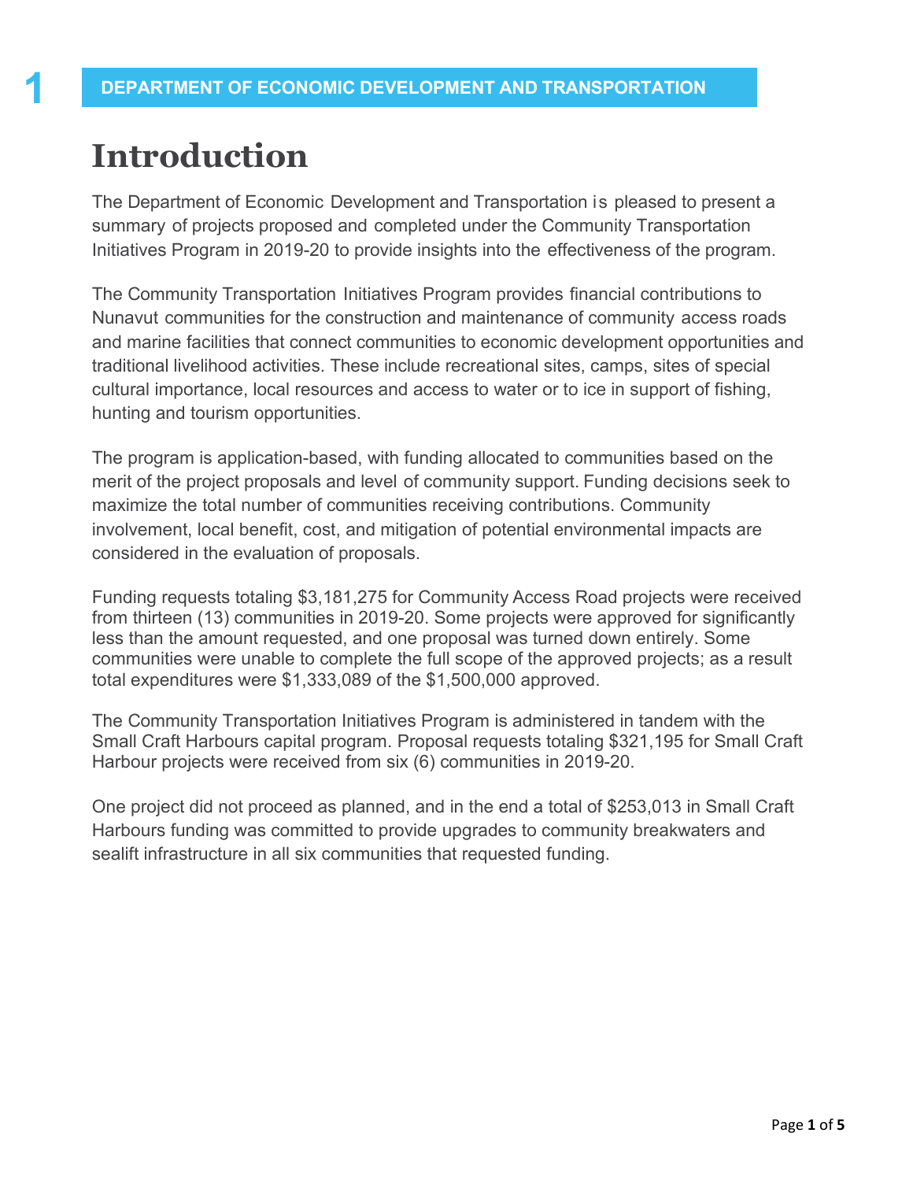# 1 DEPARTMENT OF ECONOMIC DEVELOPMENT AND TRANSPORTATION

# Introduction

The Department of Economic Development and Transportation is pleased to present a summary of projects proposed and completed under the Community Transportation Initiatives Program in 2019-20 to provide insights into the effectiveness of the program.

The Community Transportation Initiatives Program provides financial contributions to Nunavut communities for the construction and maintenance of community access roads and marine facilities that connect communities to economic development opportunities and traditional livelihood activities. These include recreational sites, camps, sites of special cultural importance, local resources and access to water or to ice in support of fishing, hunting and tourism opportunities.

The program is application-based, with funding allocated to communities based on the merit of the project proposals and level of community support. Funding decisions seek to maximize the total number of communities receiving contributions. Community involvement, local benefit, cost, and mitigation of potential environmental impacts are considered in the evaluation of proposals.

Funding requests totaling $3,181,275 for Community Access Road projects were received from thirteen (13) communities in 2019-20. Some projects were approved for significantly less than the amount requested, and one proposal was turned down entirely. Some communities were unable to complete the full scope of the approved projects; as a result total expenditures were $1,333,089 of the $1,500,000 approved.

The Community Transportation Initiatives Program is administered in tandem with the Small Craft Harbours capital program. Proposal requests totaling $321,195 for Small Craft Harbour projects were received from six (6) communities in 2019-20.

One project did not proceed as planned, and in the end a total of $253,013 in Small Craft Harbours funding was committed to provide upgrades to community breakwaters and sealift infrastructure in all six communities that requested funding.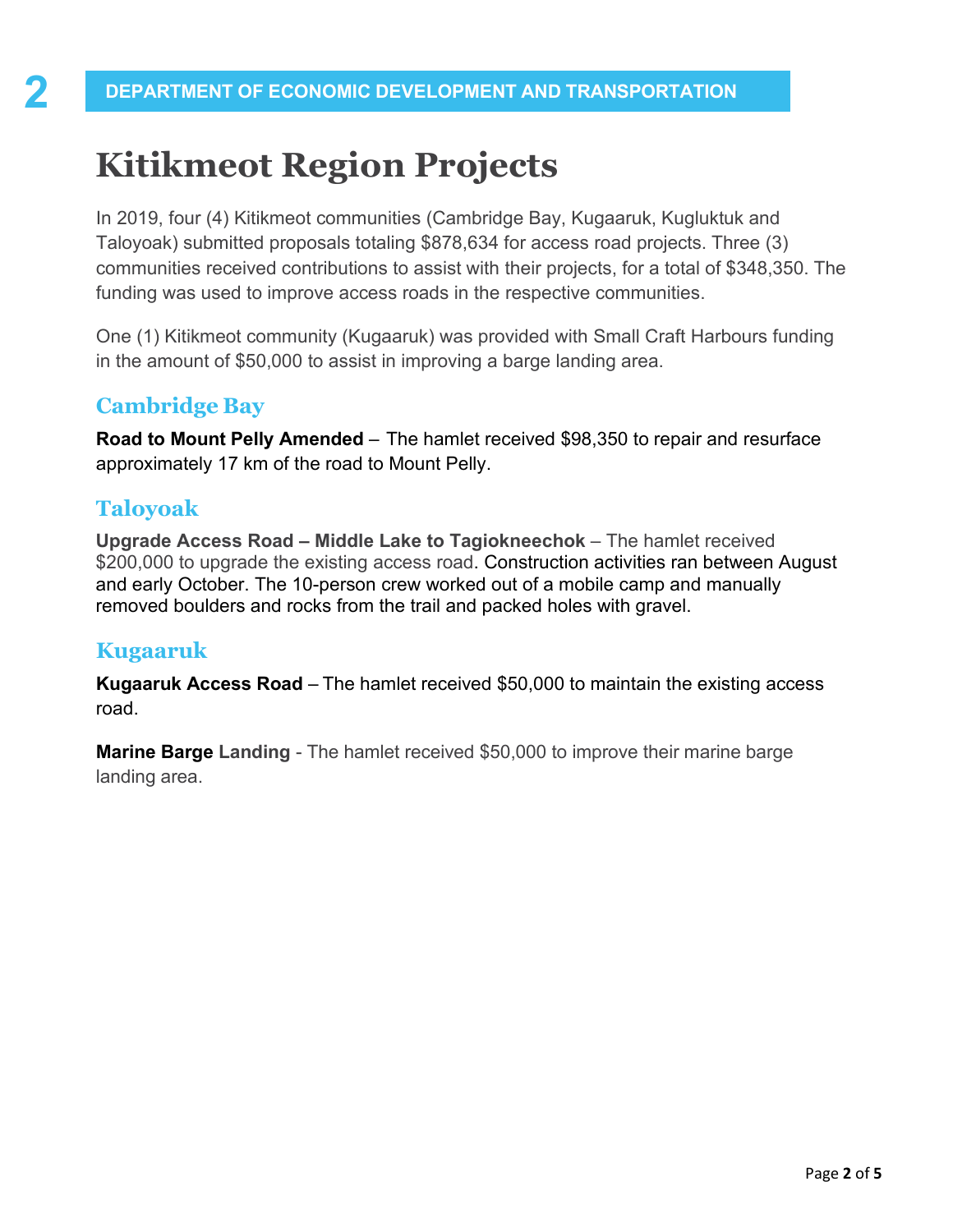# Kitikmeot Region Projects

In 2019, four (4) Kitikmeot communities (Cambridge Bay, Kugaaruk, Kugluktuk and Taloyoak) submitted proposals totaling $878,634 for access road projects. Three (3) communities received contributions to assist with their projects, for a total of $348,350. The funding was used to improve access roads in the respective communities.

One (1) Kitikmeot community (Kugaaruk) was provided with Small Craft Harbours funding in the amount of $50,000 to assist in improving a barge landing area.

## Cambridge Bay

**Road to Mount Pelly Amended** – The hamlet received $98,350 to repair and resurface approximately 17 km of the road to Mount Pelly.

## Taloyoak

**Upgrade Access Road – Middle Lake to Tagiokneechok** – The hamlet received $200,000 to upgrade the existing access road. Construction activities ran between August and early October. The 10-person crew worked out of a mobile camp and manually removed boulders and rocks from the trail and packed holes with gravel.

## Kugaaruk

**Kugaaruk Access Road** – The hamlet received $50,000 to maintain the existing access road.

**Marine Barge Landing** - The hamlet received $50,000 to improve their marine barge landing area.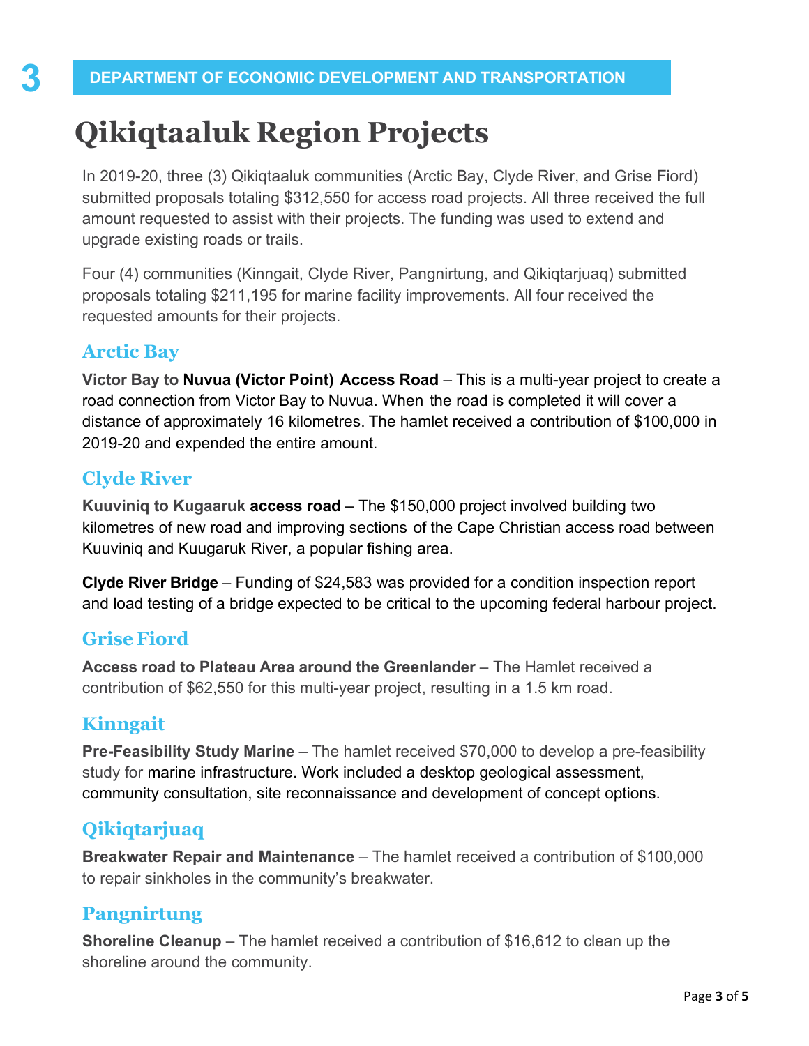**DEPARTMENT OF ECONOMIC DEVELOPMENT AND TRANSPORTATION**

# Qikiqtaaluk Region Projects

In 2019-20, three (3) Qikiqtaaluk communities (Arctic Bay, Clyde River, and Grise Fiord) submitted proposals totaling $312,550 for access road projects. All three received the full amount requested to assist with their projects. The funding was used to extend and upgrade existing roads or trails.

Four (4) communities (Kinngait, Clyde River, Pangnirtung, and Qikiqtarjuaq) submitted proposals totaling $211,195 for marine facility improvements. All four received the requested amounts for their projects.

## Arctic Bay

**Victor Bay to Nuvua (Victor Point) Access Road** – This is a multi-year project to create a road connection from Victor Bay to Nuvua. When the road is completed it will cover a distance of approximately 16 kilometres. The hamlet received a contribution of $100,000 in 2019-20 and expended the entire amount.

## Clyde River

**Kuuviniq to Kugaaruk access road** – The $150,000 project involved building two kilometres of new road and improving sections of the Cape Christian access road between Kuuviniq and Kuugaruk River, a popular fishing area.

**Clyde River Bridge** – Funding of $24,583 was provided for a condition inspection report and load testing of a bridge expected to be critical to the upcoming federal harbour project.

## Grise Fiord

**Access road to Plateau Area around the Greenlander** – The Hamlet received a contribution of $62,550 for this multi-year project, resulting in a 1.5 km road.

## Kinngait

**Pre-Feasibility Study Marine** – The hamlet received $70,000 to develop a pre-feasibility study for marine infrastructure. Work included a desktop geological assessment, community consultation, site reconnaissance and development of concept options.

## Qikiqtarjuaq

**Breakwater Repair and Maintenance** – The hamlet received a contribution of $100,000 to repair sinkholes in the community's breakwater.

## Pangnirtung

**Shoreline Cleanup** – The hamlet received a contribution of $16,612 to clean up the shoreline around the community.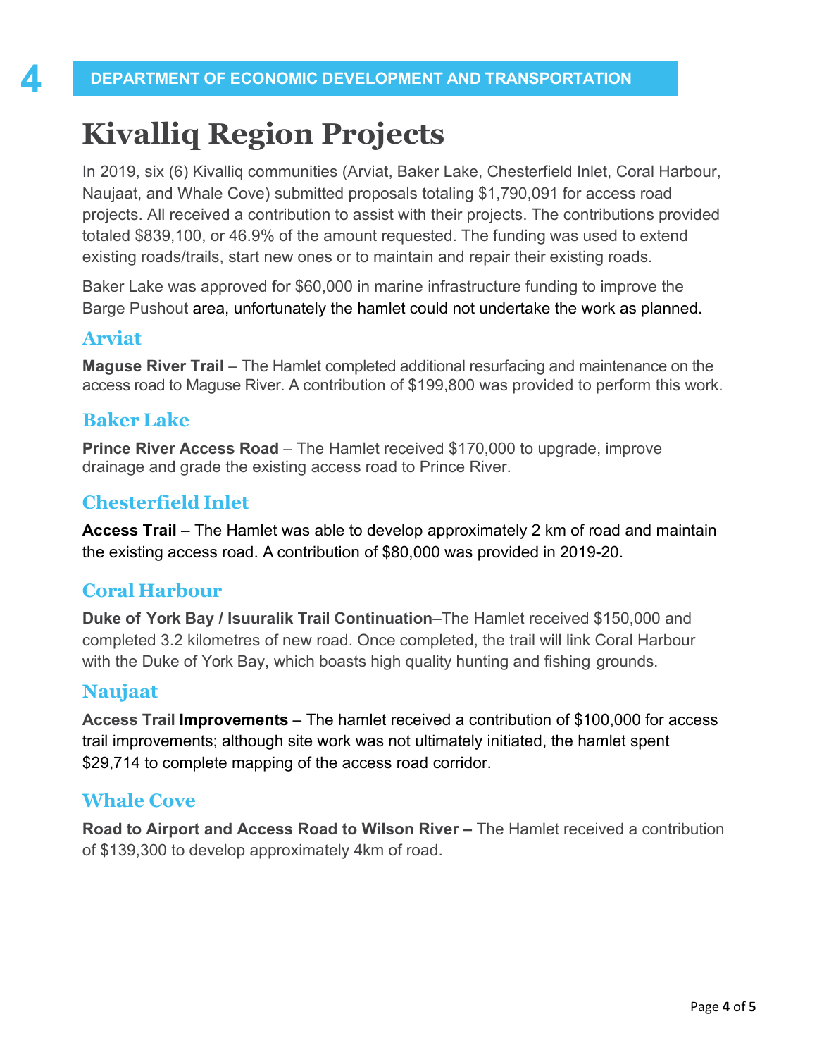# 4 DEPARTMENT OF ECONOMIC DEVELOPMENT AND TRANSPORTATION

## Kivalliq Region Projects

In 2019, six (6) Kivalliq communities (Arviat, Baker Lake, Chesterfield Inlet, Coral Harbour, Naujaat, and Whale Cove) submitted proposals totaling $1,790,091 for access road projects. All received a contribution to assist with their projects. The contributions provided totaled $839,100, or 46.9% of the amount requested. The funding was used to extend existing roads/trails, start new ones or to maintain and repair their existing roads.

Baker Lake was approved for $60,000 in marine infrastructure funding to improve the Barge Pushout area, unfortunately the hamlet could not undertake the work as planned.

### Arviat

**Maguse River Trail** – The Hamlet completed additional resurfacing and maintenance on the access road to Maguse River. A contribution of $199,800 was provided to perform this work.

### Baker Lake

**Prince River Access Road** – The Hamlet received $170,000 to upgrade, improve drainage and grade the existing access road to Prince River.

### Chesterfield Inlet

**Access Trail** – The Hamlet was able to develop approximately 2 km of road and maintain the existing access road. A contribution of $80,000 was provided in 2019-20.

### Coral Harbour

**Duke of York Bay / Isuuralik Trail Continuation**–The Hamlet received $150,000 and completed 3.2 kilometres of new road. Once completed, the trail will link Coral Harbour with the Duke of York Bay, which boasts high quality hunting and fishing grounds.

### Naujaat

**Access Trail Improvements** – The hamlet received a contribution of $100,000 for access trail improvements; although site work was not ultimately initiated, the hamlet spent $29,714 to complete mapping of the access road corridor.

### Whale Cove

**Road to Airport and Access Road to Wilson River –** The Hamlet received a contribution of $139,300 to develop approximately 4km of road.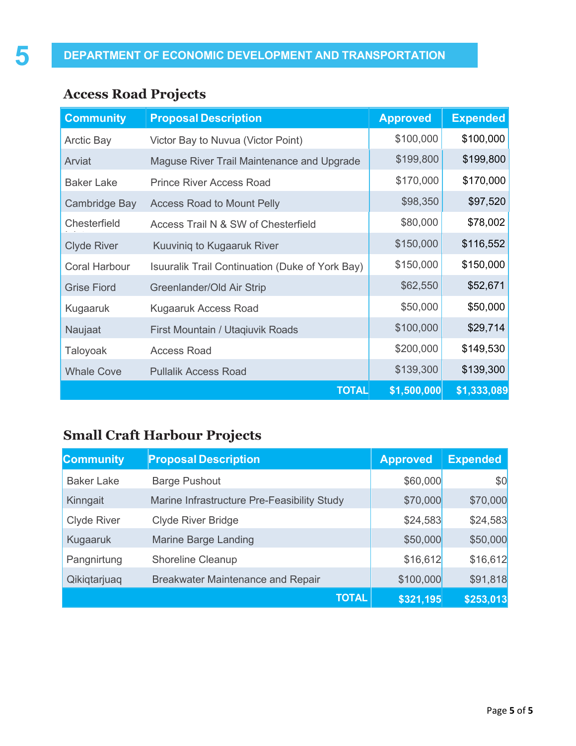# 5 DEPARTMENT OF ECONOMIC DEVELOPMENT AND TRANSPORTATION

## Access Road Projects

| Community | Proposal Description | Approved | Expended |
|---|---|---|---|
| Arctic Bay | Victor Bay to Nuvua (Victor Point) | $100,000 | $100,000 |
| Arviat | Maguse River Trail Maintenance and Upgrade | $199,800 | $199,800 |
| Baker Lake | Prince River Access Road | $170,000 | $170,000 |
| Cambridge Bay | Access Road to Mount Pelly | $98,350 | $97,520 |
| Chesterfield Inlet | Access Trail N & SW of Chesterfield | $80,000 | $78,002 |
| Clyde River | Kuuviniq to Kugaaruk River | $150,000 | $116,552 |
| Coral Harbour | Isuuralik Trail Continuation (Duke of York Bay) | $150,000 | $150,000 |
| Grise Fiord | Greenlander/Old Air Strip | $62,550 | $52,671 |
| Kugaaruk | Kugaaruk Access Road | $50,000 | $50,000 |
| Naujaat | First Mountain / Utaqiuvik Roads | $100,000 | $29,714 |
| Taloyoak | Access Road | $200,000 | $149,530 |
| Whale Cove | Pullalik Access Road | $139,300 | $139,300 |
| | **TOTAL** | **$1,500,000** | **$1,333,089** |

## Small Craft Harbour Projects

| Community | Proposal Description | Approved | Expended |
|---|---|---|---|
| Baker Lake | Barge Pushout | $60,000 | $0 |
| Kinngait | Marine Infrastructure Pre-Feasibility Study | $70,000 | $70,000 |
| Clyde River | Clyde River Bridge | $24,583 | $24,583 |
| Kugaaruk | Marine Barge Landing | $50,000 | $50,000 |
| Pangnirtung | Shoreline Cleanup | $16,612 | $16,612 |
| Qikiqtarjuaq | Breakwater Maintenance and Repair | $100,000 | $91,818 |
| | **TOTAL** | **$321,195** | **$253,013** |